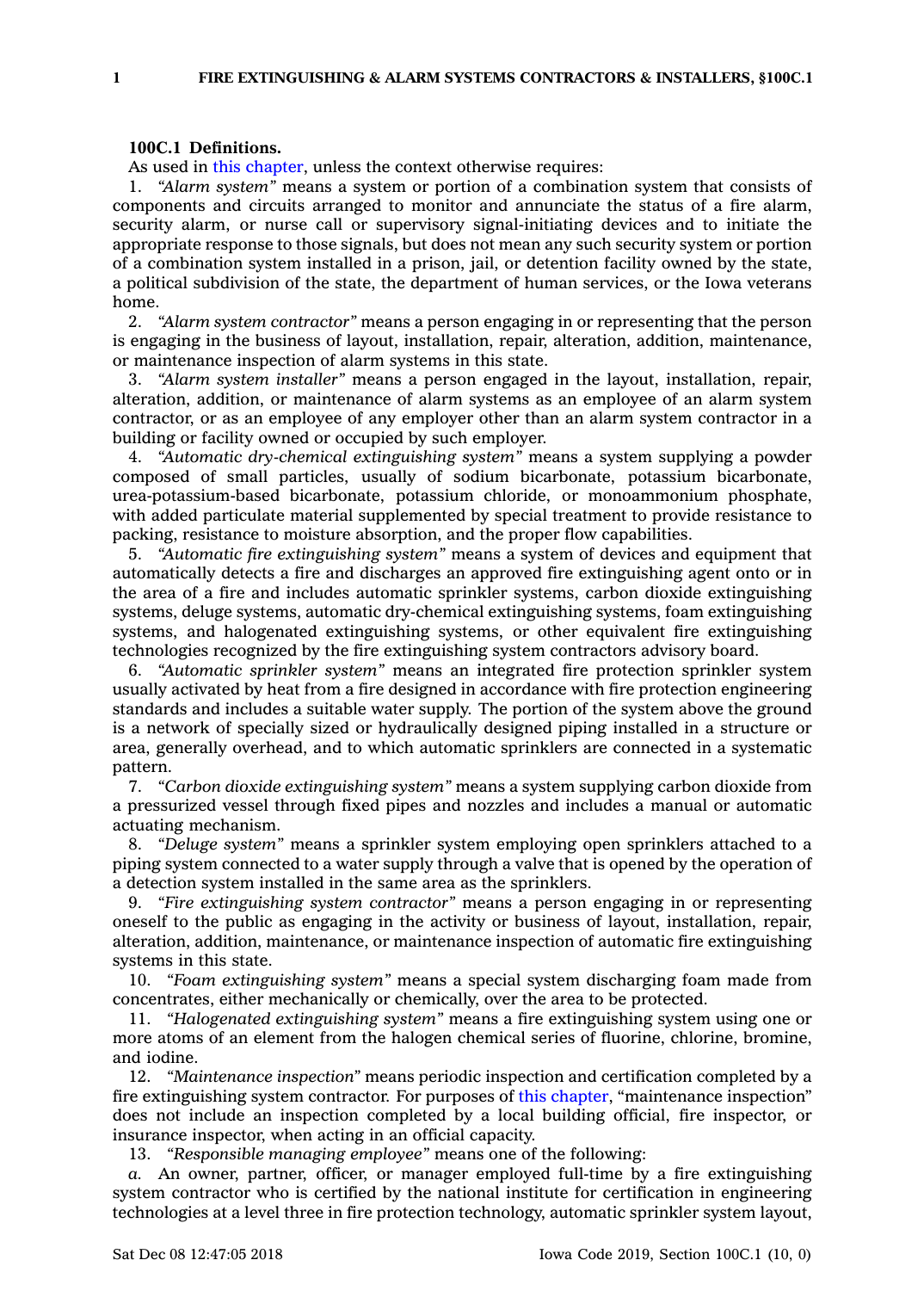**100C.1 Definitions.**

As used in this chapter, unless the context otherwise requires:

1. *"Alarm system"* means a system or portion of a combination system that consists of components and circuits arranged to monitor and annunciate the status of a fire alarm, security alarm, or nurse call or supervisory signal-initiating devices and to initiate the appropriate response to those signals, but does not mean any such security system or portion of a combination system installed in a prison, jail, or detention facility owned by the state, a political subdivision of the state, the department of human services, or the Iowa veterans home.

2. *"Alarm system contractor"* means a person engaging in or representing that the person is engaging in the business of layout, installation, repair, alteration, addition, maintenance, or maintenance inspection of alarm systems in this state.

3. *"Alarm system installer"* means a person engaged in the layout, installation, repair, alteration, addition, or maintenance of alarm systems as an employee of an alarm system contractor, or as an employee of any employer other than an alarm system contractor in a building or facility owned or occupied by such employer.

4. *"Automatic dry-chemical extinguishing system"* means a system supplying a powder composed of small particles, usually of sodium bicarbonate, potassium bicarbonate, urea-potassium-based bicarbonate, potassium chloride, or monoammonium phosphate, with added particulate material supplemented by special treatment to provide resistance to packing, resistance to moisture absorption, and the proper flow capabilities.

5. *"Automatic fire extinguishing system"* means a system of devices and equipment that automatically detects a fire and discharges an approved fire extinguishing agent onto or in the area of a fire and includes automatic sprinkler systems, carbon dioxide extinguishing systems, deluge systems, automatic dry-chemical extinguishing systems, foam extinguishing systems, and halogenated extinguishing systems, or other equivalent fire extinguishing technologies recognized by the fire extinguishing system contractors advisory board.

6. *"Automatic sprinkler system"* means an integrated fire protection sprinkler system usually activated by heat from a fire designed in accordance with fire protection engineering standards and includes a suitable water supply. The portion of the system above the ground is a network of specially sized or hydraulically designed piping installed in a structure or area, generally overhead, and to which automatic sprinklers are connected in a systematic pattern.

7. *"Carbon dioxide extinguishing system"* means a system supplying carbon dioxide from a pressurized vessel through fixed pipes and nozzles and includes a manual or automatic actuating mechanism.

8. *"Deluge system"* means a sprinkler system employing open sprinklers attached to a piping system connected to a water supply through a valve that is opened by the operation of a detection system installed in the same area as the sprinklers.

9. *"Fire extinguishing system contractor"* means a person engaging in or representing oneself to the public as engaging in the activity or business of layout, installation, repair, alteration, addition, maintenance, or maintenance inspection of automatic fire extinguishing systems in this state.

10. *"Foam extinguishing system"* means a special system discharging foam made from concentrates, either mechanically or chemically, over the area to be protected.

11. *"Halogenated extinguishing system"* means a fire extinguishing system using one or more atoms of an element from the halogen chemical series of fluorine, chlorine, bromine, and iodine.

12. *"Maintenance inspection"* means periodic inspection and certification completed by a fire extinguishing system contractor. For purposes of this chapter, "maintenance inspection" does not include an inspection completed by a local building official, fire inspector, or insurance inspector, when acting in an official capacity.

13. *"Responsible managing employee"* means one of the following:

*a.* An owner, partner, officer, or manager employed full-time by a fire extinguishing system contractor who is certified by the national institute for certification in engineering technologies at a level three in fire protection technology, automatic sprinkler system layout,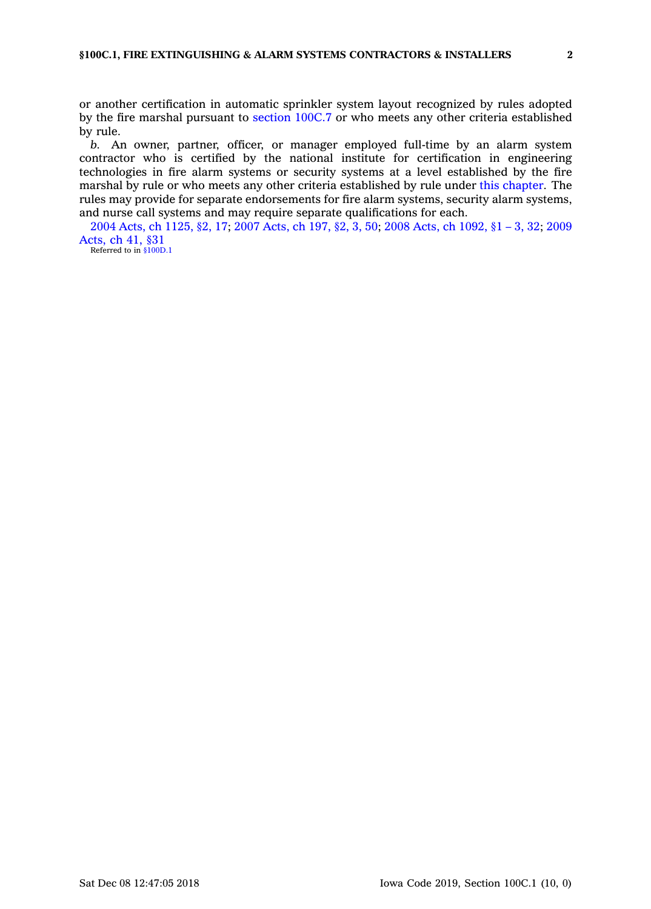or another certification in automatic sprinkler system layout recognized by rules adopted by the fire marshal pursuant to section 100C.7 or who meets any other criteria established by rule.

*b.* An owner, partner, officer, or manager employed full-time by an alarm system contractor who is certified by the national institute for certification in engineering technologies in fire alarm systems or security systems at a level established by the fire marshal by rule or who meets any other criteria established by rule under this chapter. The rules may provide for separate endorsements for fire alarm systems, security alarm systems, and nurse call systems and may require separate qualifications for each.

2004 Acts, ch 1125, §2, 17; 2007 Acts, ch 197, §2, 3, 50; 2008 Acts, ch 1092, §1 – 3, 32; 2009 Acts, ch 41, §31

Referred to in §100D.1